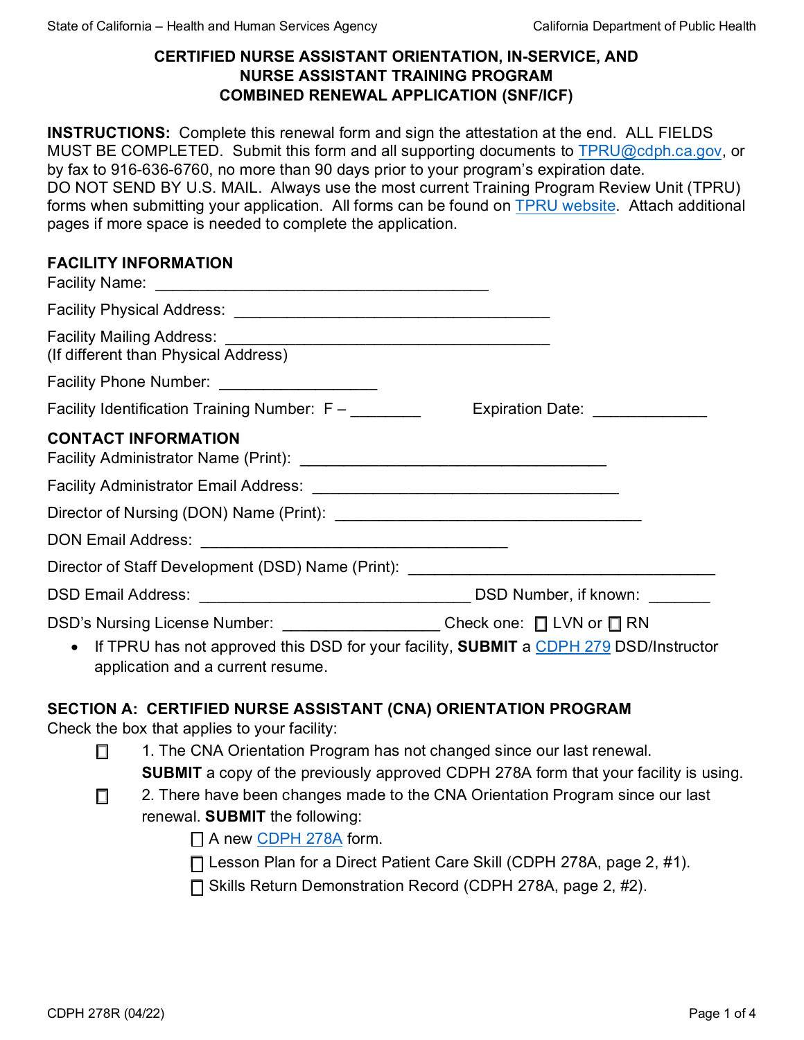# CERTIFIED NURSE ASSISTANT ORIENTATION, IN-SERVICE, AND NURSE ASSISTANT TRAINING PROGRAM COMBINED RENEWAL APPLICATION (SNF/ICF)

**INSTRUCTIONS:** Complete this renewal form and sign the attestation at the end. ALL FIELDS MUST BE COMPLETED. Submit this form and all supporting documents to TPRU@cdph.ca.gov, or by fax to 916-636-6760, no more than 90 days prior to your program's expiration date. DO NOT SEND BY U.S. MAIL. Always use the most current Training Program Review Unit (TPRU) forms when submitting your application. All forms can be found on TPRU website. Attach additional pages if more space is needed to complete the application.

## FACILITY INFORMATION

Facility Name: ________________________________________

Facility Physical Address: ____________________________________

Facility Mailing Address: ______________________________________
(If different than Physical Address)

Facility Phone Number: ___________________

Facility Identification Training Number: F – ________ Expiration Date: _____________

## CONTACT INFORMATION

Facility Administrator Name (Print): _____________________________________

Facility Administrator Email Address: _____________________________________

Director of Nursing (DON) Name (Print): _____________________________________

DON Email Address: _____________________________________

Director of Staff Development (DSD) Name (Print): _____________________________________

DSD Email Address: ________________________________ DSD Number, if known: _______

DSD's Nursing License Number: __________________ Check one: ☐ LVN or ☐ RN

- If TPRU has not approved this DSD for your facility, **SUBMIT** a CDPH 279 DSD/Instructor application and a current resume.

## SECTION A: CERTIFIED NURSE ASSISTANT (CNA) ORIENTATION PROGRAM

Check the box that applies to your facility:

☐ 1. The CNA Orientation Program has not changed since our last renewal. **SUBMIT** a copy of the previously approved CDPH 278A form that your facility is using.

☐ 2. There have been changes made to the CNA Orientation Program since our last renewal. **SUBMIT** the following:

- ☐ A new CDPH 278A form.
- ☐ Lesson Plan for a Direct Patient Care Skill (CDPH 278A, page 2, #1).
- ☐ Skills Return Demonstration Record (CDPH 278A, page 2, #2).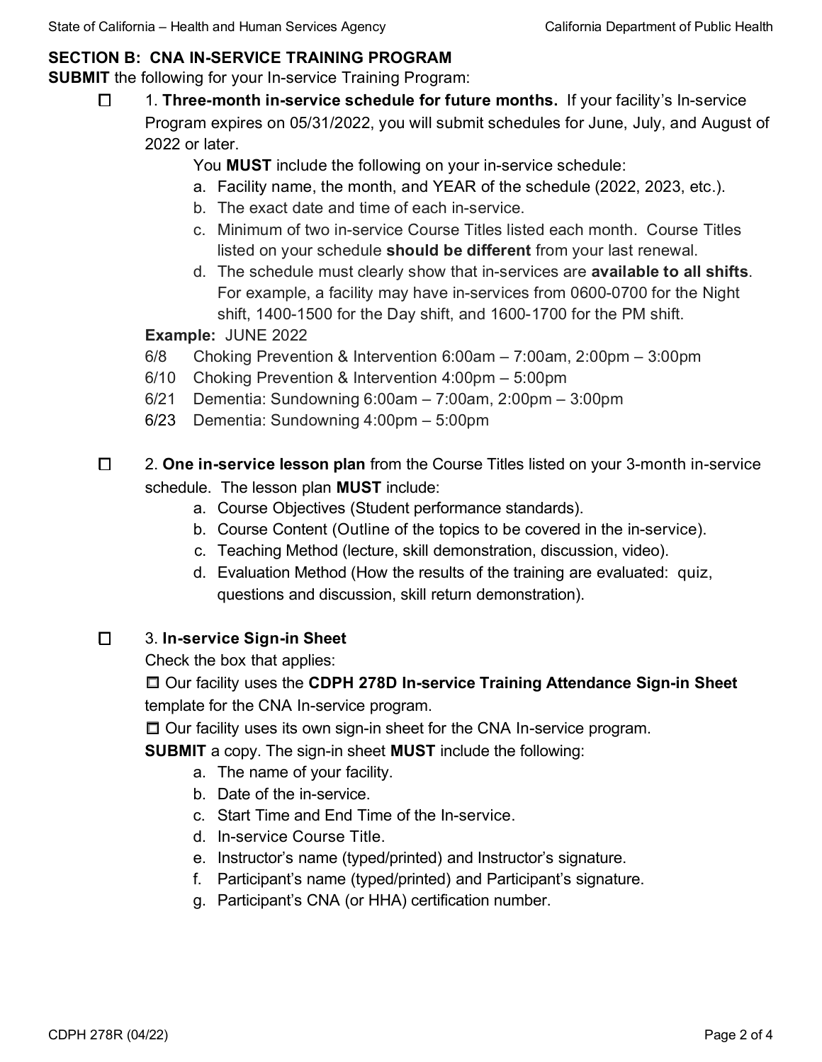## SECTION B: CNA IN-SERVICE TRAINING PROGRAM

**SUBMIT** the following for your In-service Training Program:

☐ 1. **Three-month in-service schedule for future months.** If your facility's In-service Program expires on 05/31/2022, you will submit schedules for June, July, and August of 2022 or later.

You **MUST** include the following on your in-service schedule:

a. Facility name, the month, and YEAR of the schedule (2022, 2023, etc.).
b. The exact date and time of each in-service.
c. Minimum of two in-service Course Titles listed each month. Course Titles listed on your schedule **should be different** from your last renewal.
d. The schedule must clearly show that in-services are **available to all shifts**. For example, a facility may have in-services from 0600-0700 for the Night shift, 1400-1500 for the Day shift, and 1600-1700 for the PM shift.

**Example:** JUNE 2022

6/8 Choking Prevention & Intervention 6:00am – 7:00am, 2:00pm – 3:00pm
6/10 Choking Prevention & Intervention 4:00pm – 5:00pm
6/21 Dementia: Sundowning 6:00am – 7:00am, 2:00pm – 3:00pm
6/23 Dementia: Sundowning 4:00pm – 5:00pm

☐ 2. **One in-service lesson plan** from the Course Titles listed on your 3-month in-service schedule. The lesson plan **MUST** include:

a. Course Objectives (Student performance standards).
b. Course Content (Outline of the topics to be covered in the in-service).
c. Teaching Method (lecture, skill demonstration, discussion, video).
d. Evaluation Method (How the results of the training are evaluated: quiz, questions and discussion, skill return demonstration).

☐ 3. **In-service Sign-in Sheet**

Check the box that applies:

☐ Our facility uses the **CDPH 278D In-service Training Attendance Sign-in Sheet** template for the CNA In-service program.

☐ Our facility uses its own sign-in sheet for the CNA In-service program.

**SUBMIT** a copy. The sign-in sheet **MUST** include the following:

a. The name of your facility.
b. Date of the in-service.
c. Start Time and End Time of the In-service.
d. In-service Course Title.
e. Instructor's name (typed/printed) and Instructor's signature.
f. Participant's name (typed/printed) and Participant's signature.
g. Participant's CNA (or HHA) certification number.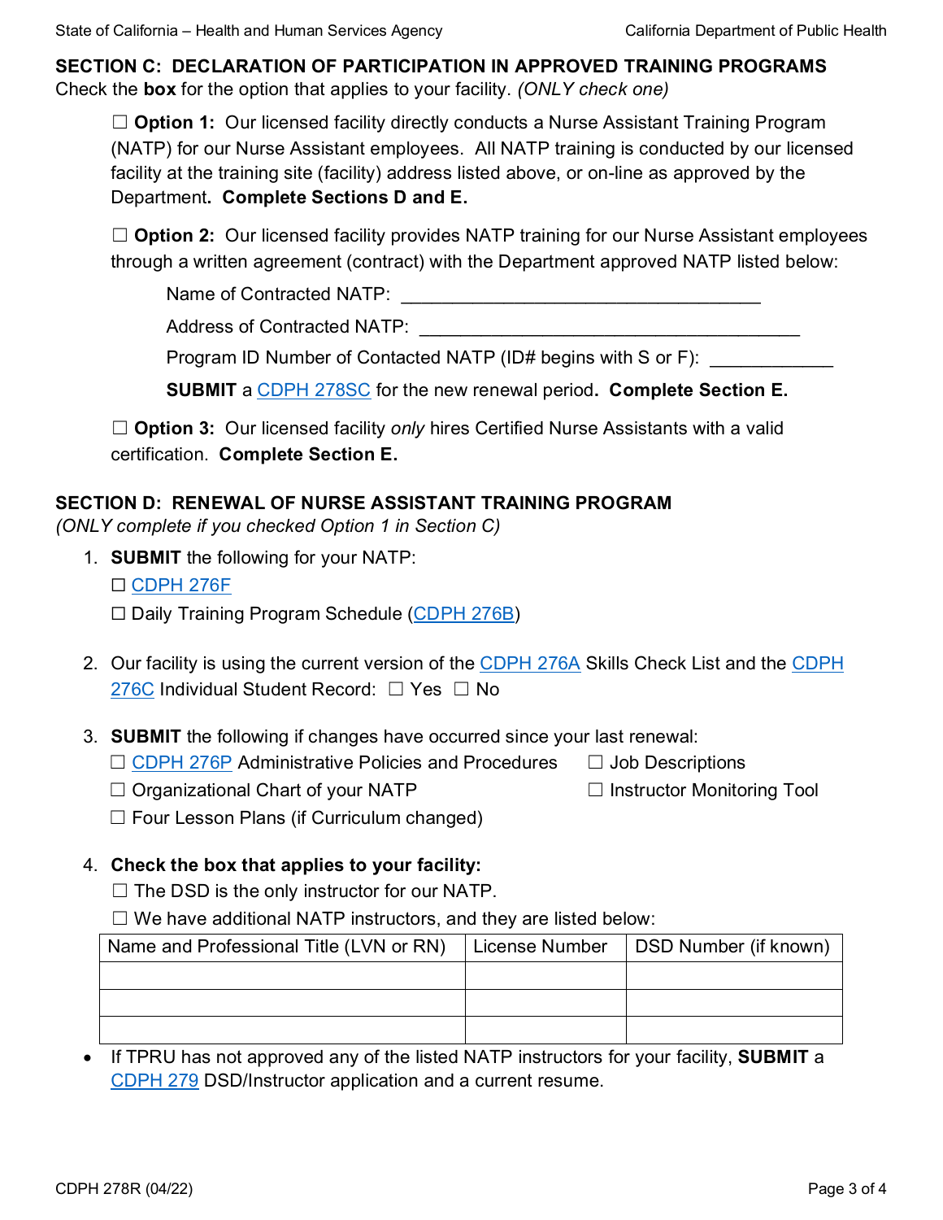## SECTION C: DECLARATION OF PARTICIPATION IN APPROVED TRAINING PROGRAMS

Check the **box** for the option that applies to your facility. *(ONLY check one)*

☐ **Option 1:** Our licensed facility directly conducts a Nurse Assistant Training Program (NATP) for our Nurse Assistant employees. All NATP training is conducted by our licensed facility at the training site (facility) address listed above, or on-line as approved by the Department**. Complete Sections D and E.**

☐ **Option 2:** Our licensed facility provides NATP training for our Nurse Assistant employees through a written agreement (contract) with the Department approved NATP listed below:

Name of Contracted NATP: ____________________________________

Address of Contracted NATP: ______________________________________

Program ID Number of Contacted NATP (ID# begins with S or F): ____________

**SUBMIT** a CDPH 278SC for the new renewal period**. Complete Section E.**

☐ **Option 3:** Our licensed facility *only* hires Certified Nurse Assistants with a valid certification. **Complete Section E.**

## SECTION D: RENEWAL OF NURSE ASSISTANT TRAINING PROGRAM

*(ONLY complete if you checked Option 1 in Section C)*

1. **SUBMIT** the following for your NATP:
   - ☐ CDPH 276F
   - ☐ Daily Training Program Schedule (CDPH 276B)

2. Our facility is using the current version of the CDPH 276A Skills Check List and the CDPH 276C Individual Student Record: ☐ Yes ☐ No

3. **SUBMIT** the following if changes have occurred since your last renewal:
   - ☐ CDPH 276P Administrative Policies and Procedures
   - ☐ Job Descriptions
   - ☐ Organizational Chart of your NATP
   - ☐ Instructor Monitoring Tool
   - ☐ Four Lesson Plans (if Curriculum changed)

4. **Check the box that applies to your facility:**
   - ☐ The DSD is the only instructor for our NATP.
   - ☐ We have additional NATP instructors, and they are listed below:

| Name and Professional Title (LVN or RN) | License Number | DSD Number (if known) |
|---|---|---|
| | | |
| | | |
| | | |

- If TPRU has not approved any of the listed NATP instructors for your facility, **SUBMIT** a CDPH 279 DSD/Instructor application and a current resume.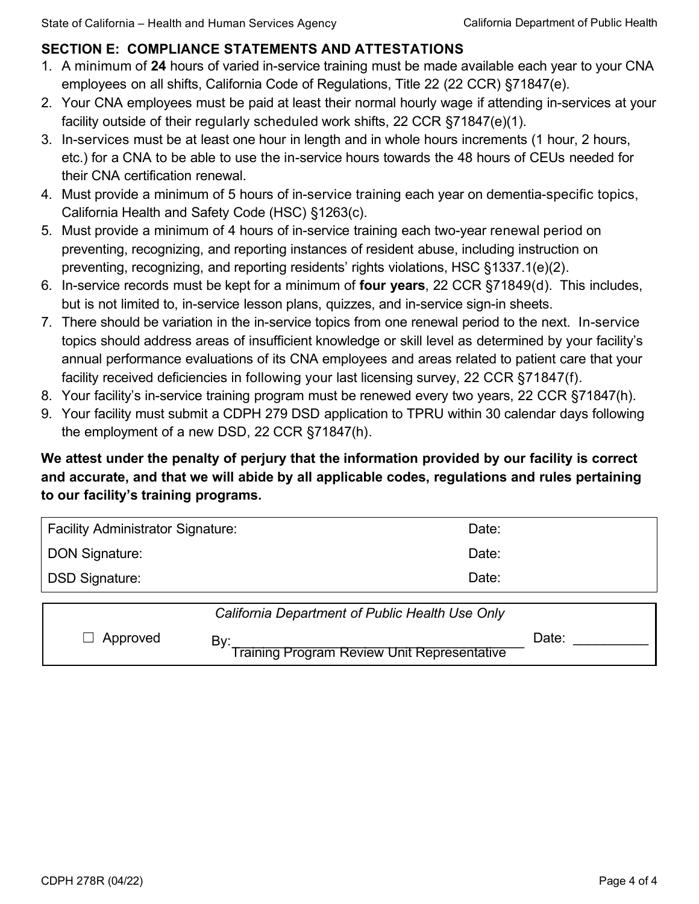## SECTION E: COMPLIANCE STATEMENTS AND ATTESTATIONS

1. A minimum of **24** hours of varied in-service training must be made available each year to your CNA employees on all shifts, California Code of Regulations, Title 22 (22 CCR) §71847(e).
2. Your CNA employees must be paid at least their normal hourly wage if attending in-services at your facility outside of their regularly scheduled work shifts, 22 CCR §71847(e)(1).
3. In-services must be at least one hour in length and in whole hours increments (1 hour, 2 hours, etc.) for a CNA to be able to use the in-service hours towards the 48 hours of CEUs needed for their CNA certification renewal.
4. Must provide a minimum of 5 hours of in-service training each year on dementia-specific topics, California Health and Safety Code (HSC) §1263(c).
5. Must provide a minimum of 4 hours of in-service training each two-year renewal period on preventing, recognizing, and reporting instances of resident abuse, including instruction on preventing, recognizing, and reporting residents' rights violations, HSC §1337.1(e)(2).
6. In-service records must be kept for a minimum of **four years**, 22 CCR §71849(d). This includes, but is not limited to, in-service lesson plans, quizzes, and in-service sign-in sheets.
7. There should be variation in the in-service topics from one renewal period to the next. In-service topics should address areas of insufficient knowledge or skill level as determined by your facility's annual performance evaluations of its CNA employees and areas related to patient care that your facility received deficiencies in following your last licensing survey, 22 CCR §71847(f).
8. Your facility's in-service training program must be renewed every two years, 22 CCR §71847(h).
9. Your facility must submit a CDPH 279 DSD application to TPRU within 30 calendar days following the employment of a new DSD, 22 CCR §71847(h).

**We attest under the penalty of perjury that the information provided by our facility is correct and accurate, and that we will abide by all applicable codes, regulations and rules pertaining to our facility's training programs.**

| | |
|---|---|
| Facility Administrator Signature: | Date: |
| DON Signature: | Date: |
| DSD Signature: | Date: |

| *California Department of Public Health Use Only* | | |
|---|---|---|
| ☐ Approved | By: ______________________ Training Program Review Unit Representative | Date: __________ |

CDPH 278R (04/22)